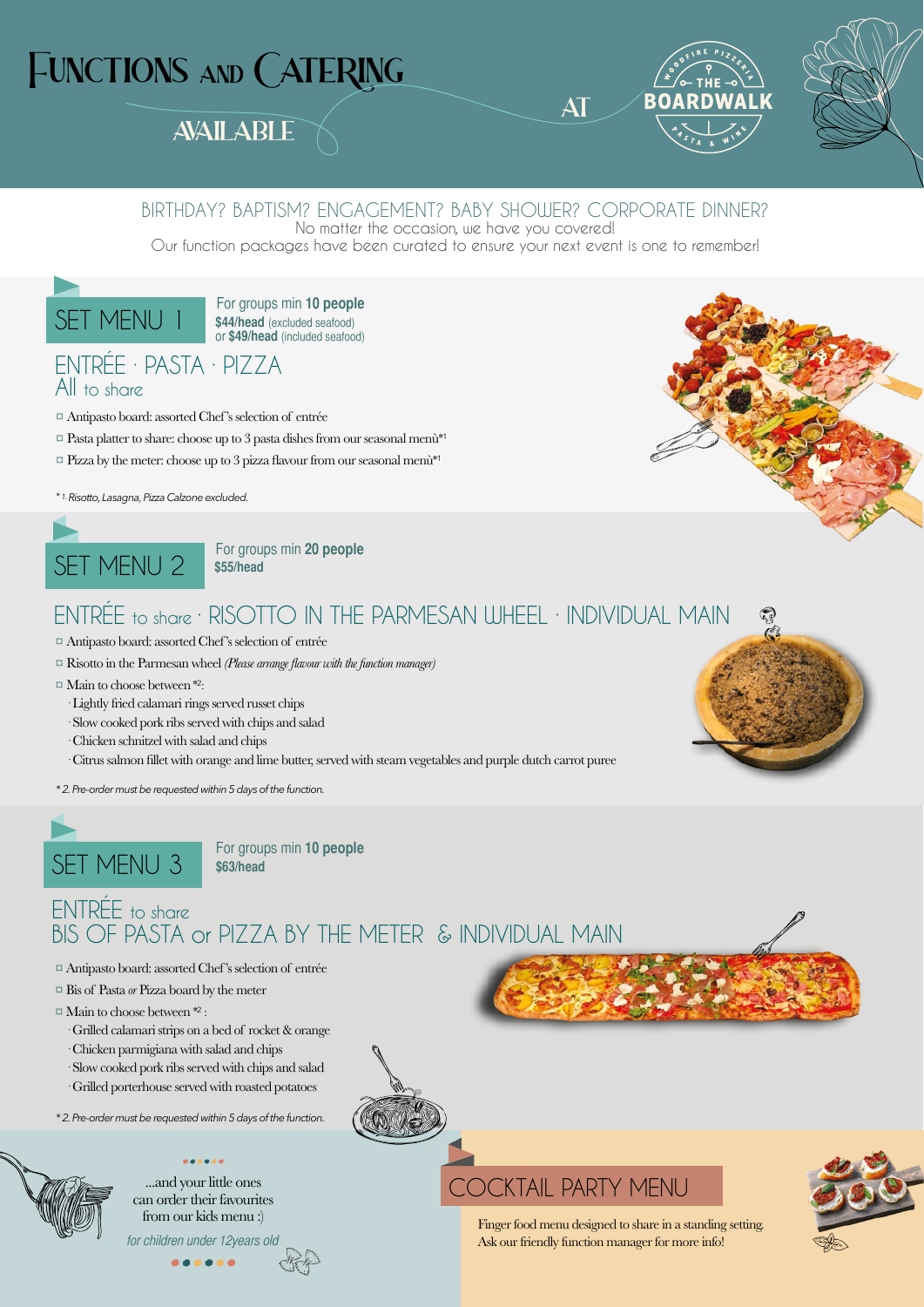# Functions and Catering

## Available

AT THE BOARDWALK — Woodfire Pizzeria — Pasta & Wine

BIRTHDAY? BAPTISM? ENGAGEMENT? BABY SHOWER? CORPORATE DINNER?

No matter the occasion, we have you covered!

Our function packages have been curated to ensure your next event is one to remember!

## SET MENU 1

For groups min **10 people**

**$44/head** (excluded seafood)
or **$49/head** (included seafood)

### ENTRÉE · PASTA · PIZZA
All to share

- Antipasto board: assorted Chef's selection of entrée
- Pasta platter to share: choose up to 3 pasta dishes from our seasonal menù*[1]
- Pizza by the meter: choose up to 3 pizza flavour from our seasonal menù*[1]

*[1] Risotto, Lasagna, Pizza Calzone excluded.*

## SET MENU 2

For groups min **20 people**

**$55/head**

### ENTRÉE to share · RISOTTO IN THE PARMESAN WHEEL · INDIVIDUAL MAIN

- Antipasto board: assorted Chef's selection of entrée
- Risotto in the Parmesan wheel *(Please arrange flavour with the function manager)*
- Main to choose between *[2]:
  - Lightly fried calamari rings served russet chips
  - Slow cooked pork ribs served with chips and salad
  - Chicken schnitzel with salad and chips
  - Citrus salmon fillet with orange and lime butter, served with steam vegetables and purple dutch carrot puree

*\* 2. Pre-order must be requested within 5 days of the function.*

## SET MENU 3

For groups min **10 people**

**$63/head**

### ENTRÉE to share
### BIS OF PASTA or PIZZA BY THE METER & INDIVIDUAL MAIN

- Antipasto board: assorted Chef's selection of entrée
- Bis of Pasta *or* Pizza board by the meter
- Main to choose between *[2]:
  - Grilled calamari strips on a bed of rocket & orange
  - Chicken parmigiana with salad and chips
  - Slow cooked pork ribs served with chips and salad
  - Grilled porterhouse served with roasted potatoes

*\* 2. Pre-order must be requested within 5 days of the function.*

...and your little ones can order their favourites from our kids menu :)

*for children under 12years old*

## COCKTAIL PARTY MENU

Finger food menu designed to share in a standing setting.
Ask our friendly function manager for more info!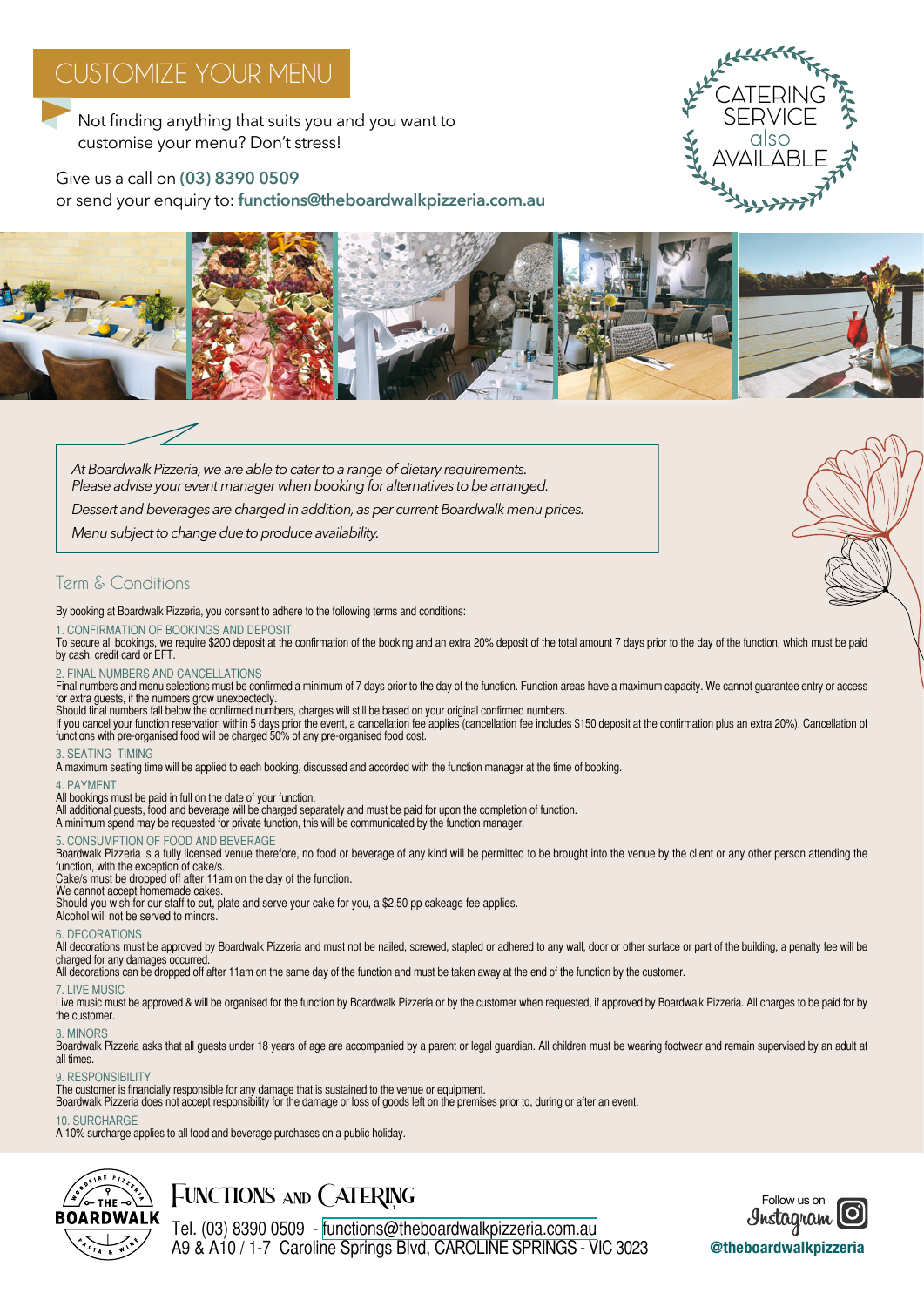## CUSTOMIZE YOUR MENU

Not finding anything that suits you and you want to customise your menu? Don't stress!

Give us a call on **(03) 8390 0509**
or send your enquiry to: **functions@theboardwalkpizzeria.com.au**

CATERING SERVICE also AVAILABLE

*At Boardwalk Pizzeria, we are able to cater to a range of dietary requirements.*
*Please advise your event manager when booking for alternatives to be arranged.*

*Dessert and beverages are charged in addition, as per current Boardwalk menu prices.*

*Menu subject to change due to produce availability.*

## Term & Conditions

By booking at Boardwalk Pizzeria, you consent to adhere to the following terms and conditions:

### 1. CONFIRMATION OF BOOKINGS AND DEPOSIT

To secure all bookings, we require $200 deposit at the confirmation of the booking and an extra 20% deposit of the total amount 7 days prior to the day of the function, which must be paid by cash, credit card or EFT.

### 2. FINAL NUMBERS AND CANCELLATIONS

Final numbers and menu selections must be confirmed a minimum of 7 days prior to the day of the function. Function areas have a maximum capacity. We cannot guarantee entry or access for extra guests, if the numbers grow unexpectedly.
Should final numbers fall below the confirmed numbers, charges will still be based on your original confirmed numbers.
If you cancel your function reservation within 5 days prior the event, a cancellation fee applies (cancellation fee includes $150 deposit at the confirmation plus an extra 20%). Cancellation of functions with pre-organised food will be charged 50% of any pre-organised food cost.

### 3. SEATING TIMING

A maximum seating time will be applied to each booking, discussed and accorded with the function manager at the time of booking.

### 4. PAYMENT

All bookings must be paid in full on the date of your function.
All additional guests, food and beverage will be charged separately and must be paid for upon the completion of function.
A minimum spend may be requested for private function, this will be communicated by the function manager.

### 5. CONSUMPTION OF FOOD AND BEVERAGE

Boardwalk Pizzeria is a fully licensed venue therefore, no food or beverage of any kind will be permitted to be brought into the venue by the client or any other person attending the function, with the exception of cake/s.
Cake/s must be dropped off after 11am on the day of the function.
We cannot accept homemade cakes.
Should you wish for our staff to cut, plate and serve your cake for you, a $2.50 pp cakeage fee applies.
Alcohol will not be served to minors.

### 6. DECORATIONS

All decorations must be approved by Boardwalk Pizzeria and must not be nailed, screwed, stapled or adhered to any wall, door or other surface or part of the building, a penalty fee will be charged for any damages occurred.
All decorations can be dropped off after 11am on the same day of the function and must be taken away at the end of the function by the customer.

### 7. LIVE MUSIC

Live music must be approved & will be organised for the function by Boardwalk Pizzeria or by the customer when requested, if approved by Boardwalk Pizzeria. All charges to be paid for by the customer.

### 8. MINORS

Boardwalk Pizzeria asks that all guests under 18 years of age are accompanied by a parent or legal guardian. All children must be wearing footwear and remain supervised by an adult at all times.

### 9. RESPONSIBILITY

The customer is financially responsible for any damage that is sustained to the venue or equipment.
Boardwalk Pizzeria does not accept responsibility for the damage or loss of goods left on the premises prior to, during or after an event.

### 10. SURCHARGE

A 10% surcharge applies to all food and beverage purchases on a public holiday.

WOODFIRE PIZZERIA THE BOARDWALK PASTA & WINE

**FUNCTIONS AND CATERING**
Tel. (03) 8390 0509 - functions@theboardwalkpizzeria.com.au
A9 & A10 / 1-7 Caroline Springs Blvd, CAROLINE SPRINGS - VIC 3023

Follow us on Instagram
**@theboardwalkpizzeria**